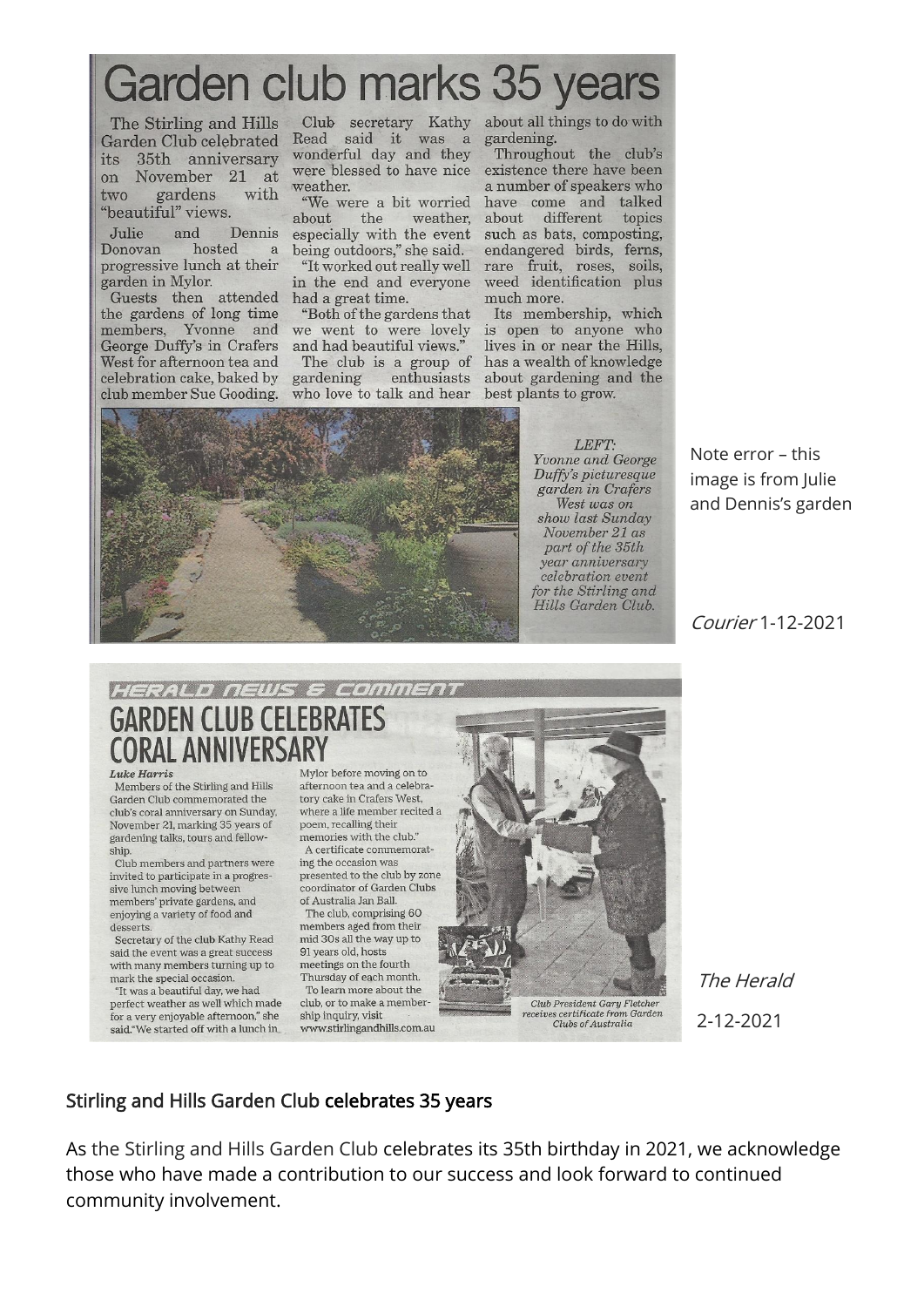# Garden club marks 35 years

The Stirling and Hills Garden Club celebrated its 35th anniversary on November 21 at two gardens with "beautiful" views.

Julie and Dennis Donovan hosted a progressive lunch at their garden in Mylor.

Guests then attended the gardens of long time members, Yvonne and George Duffy's in Crafers West for afternoon tea and celebration cake, baked by club member Sue Gooding.

Club secretary Kathy Read said it was a wonderful day and they were blessed to have nice weather.

"We were a bit worried about the weather, especially with the event being outdoors," she said.

"It worked out really well in the end and everyone had a great time.

"Both of the gardens that we went to were lovely and had beautiful views."

The club is a group of gardening enthusiasts who love to talk and hear about all things to do with gardening.

Throughout the club's existence there have been a number of speakers who have come and talked about different topics such as bats, composting, endangered birds, ferns, rare fruit, roses, soils, weed identification plus much more.

Its membership, which is open to anyone who lives in or near the Hills, has a wealth of knowledge about gardening and the best plants to grow.

*LEFT: Yvonne and George Duffy's picturesque garden in Crafers West was on show last Sunday November 21 as part of the 35th year anniversary celebration event for the Stirling and Hills Garden Club.*

Note error – this image is from Julie and Dennis's garden

*Courier* 1-12-2021

HERALD NEWS & COMMENT

# GARDEN CLUB CELEBRATES CORAL ANNIVERSARY

*Luke Harris*

Members of the Stirling and Hills Garden Club commemorated the club's coral anniversary on Sunday, November 21, marking 35 years of gardening talks, tours and fellowship.

Club members and partners were invited to participate in a progressive lunch moving between members' private gardens, and enjoying a variety of food and desserts.

Secretary of the club Kathy Read said the event was a great success with many members turning up to mark the special occasion.

"It was a beautiful day, we had perfect weather as well which made for a very enjoyable afternoon," she said."We started off with a lunch in Mylor before moving on to afternoon tea and a celebratory cake in Crafers West, where a life member recited a poem, recalling their memories with the club."

A certificate commemorating the occasion was presented to the club by zone coordinator of Garden Clubs of Australia Jan Ball.

The club, comprising 60 members aged from their mid 30s all the way up to 91 years old, hosts meetings on the fourth Thursday of each month.

To learn more about the club, or to make a membership inquiry, visit www.stirlingandhills.com.au

*Club President Gary Fletcher receives certificate from Garden Clubs of Australia*

*The Herald*

2-12-2021

## Stirling and Hills Garden Club celebrates 35 years

As the Stirling and Hills Garden Club celebrates its 35th birthday in 2021, we acknowledge those who have made a contribution to our success and look forward to continued community involvement.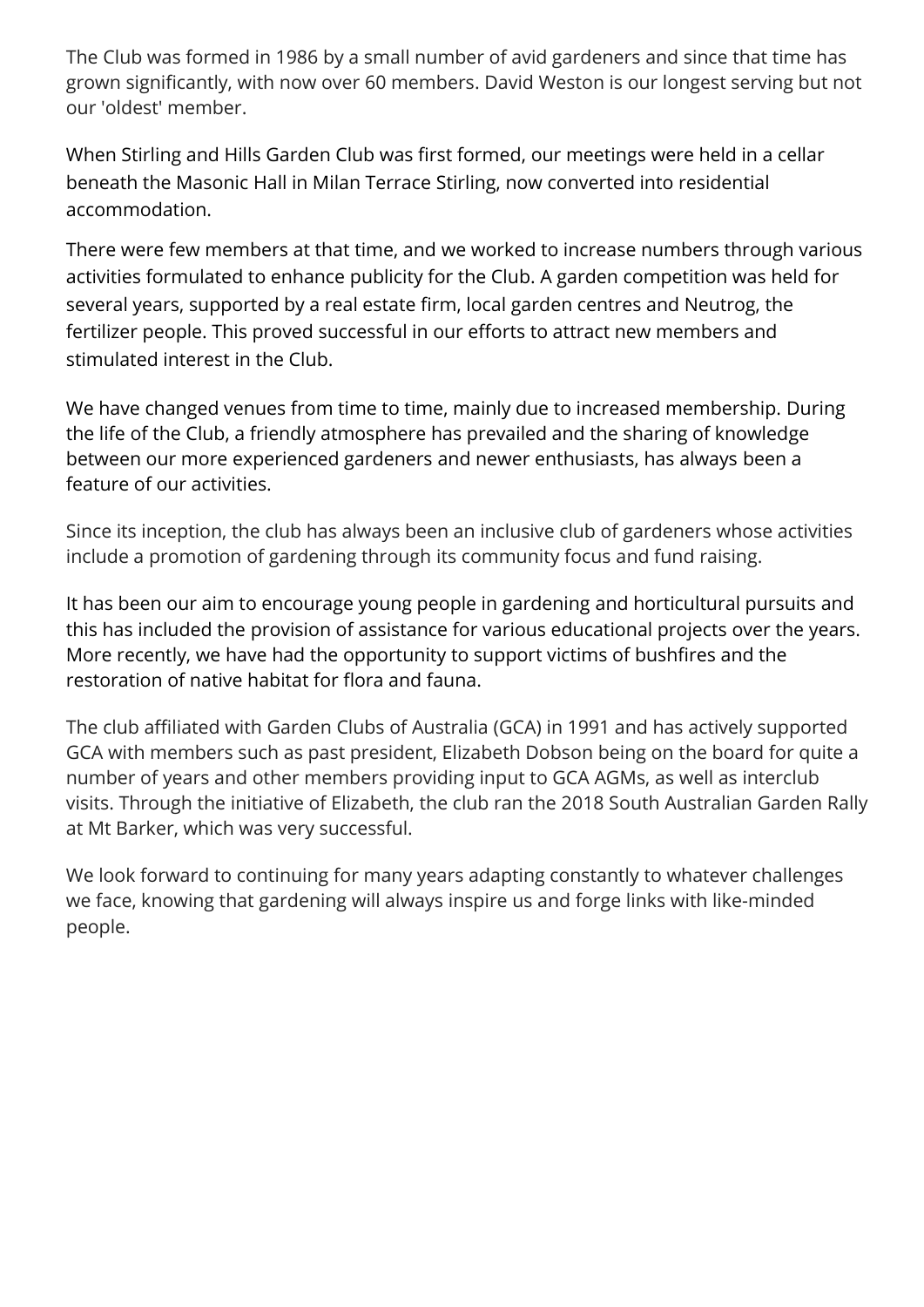The Club was formed in 1986 by a small number of avid gardeners and since that time has grown significantly, with now over 60 members. David Weston is our longest serving but not our 'oldest' member.

When Stirling and Hills Garden Club was first formed, our meetings were held in a cellar beneath the Masonic Hall in Milan Terrace Stirling, now converted into residential accommodation.

There were few members at that time, and we worked to increase numbers through various activities formulated to enhance publicity for the Club. A garden competition was held for several years, supported by a real estate firm, local garden centres and Neutrog, the fertilizer people. This proved successful in our efforts to attract new members and stimulated interest in the Club.

We have changed venues from time to time, mainly due to increased membership. During the life of the Club, a friendly atmosphere has prevailed and the sharing of knowledge between our more experienced gardeners and newer enthusiasts, has always been a feature of our activities.

Since its inception, the club has always been an inclusive club of gardeners whose activities include a promotion of gardening through its community focus and fund raising.

It has been our aim to encourage young people in gardening and horticultural pursuits and this has included the provision of assistance for various educational projects over the years. More recently, we have had the opportunity to support victims of bushfires and the restoration of native habitat for flora and fauna.

The club affiliated with Garden Clubs of Australia (GCA) in 1991 and has actively supported GCA with members such as past president, Elizabeth Dobson being on the board for quite a number of years and other members providing input to GCA AGMs, as well as interclub visits. Through the initiative of Elizabeth, the club ran the 2018 South Australian Garden Rally at Mt Barker, which was very successful.

We look forward to continuing for many years adapting constantly to whatever challenges we face, knowing that gardening will always inspire us and forge links with like-minded people.